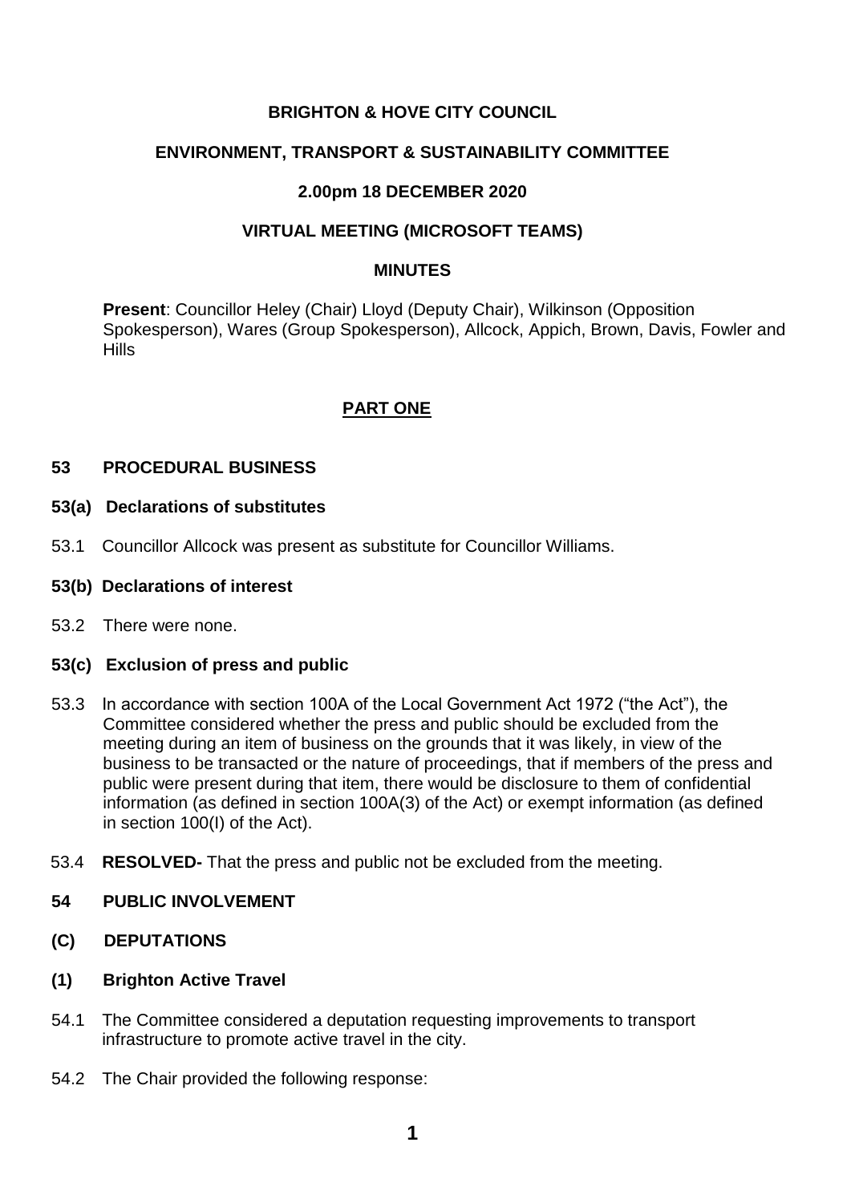**BRIGHTON & HOVE CITY COUNCIL**

**ENVIRONMENT, TRANSPORT & SUSTAINABILITY COMMITTEE**

**2.00pm 18 DECEMBER 2020**

**VIRTUAL MEETING (MICROSOFT TEAMS)**

**MINUTES**

**Present**: Councillor Heley (Chair) Lloyd (Deputy Chair), Wilkinson (Opposition Spokesperson), Wares (Group Spokesperson), Allcock, Appich, Brown, Davis, Fowler and Hills

**PART ONE**

**53 PROCEDURAL BUSINESS**

**53(a) Declarations of substitutes**

53.1 Councillor Allcock was present as substitute for Councillor Williams.

**53(b) Declarations of interest**

53.2 There were none.

**53(c) Exclusion of press and public**

53.3 In accordance with section 100A of the Local Government Act 1972 ("the Act"), the Committee considered whether the press and public should be excluded from the meeting during an item of business on the grounds that it was likely, in view of the business to be transacted or the nature of proceedings, that if members of the press and public were present during that item, there would be disclosure to them of confidential information (as defined in section 100A(3) of the Act) or exempt information (as defined in section 100(I) of the Act).

53.4 **RESOLVED-** That the press and public not be excluded from the meeting.

**54 PUBLIC INVOLVEMENT**

**(C) DEPUTATIONS**

**(1) Brighton Active Travel**

54.1 The Committee considered a deputation requesting improvements to transport infrastructure to promote active travel in the city.

54.2 The Chair provided the following response: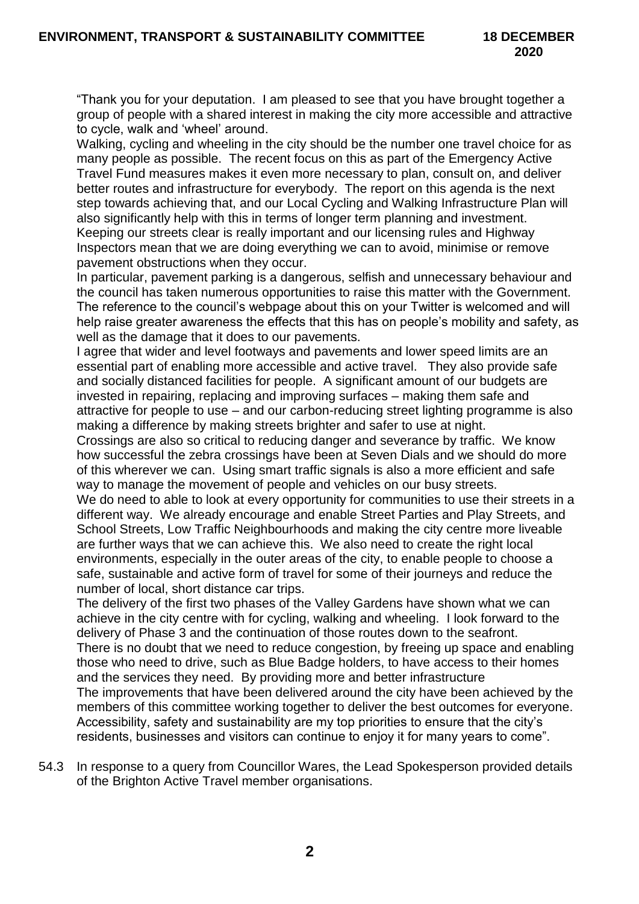"Thank you for your deputation. I am pleased to see that you have brought together a group of people with a shared interest in making the city more accessible and attractive to cycle, walk and 'wheel' around.

Walking, cycling and wheeling in the city should be the number one travel choice for as many people as possible. The recent focus on this as part of the Emergency Active Travel Fund measures makes it even more necessary to plan, consult on, and deliver better routes and infrastructure for everybody. The report on this agenda is the next step towards achieving that, and our Local Cycling and Walking Infrastructure Plan will also significantly help with this in terms of longer term planning and investment.

Keeping our streets clear is really important and our licensing rules and Highway Inspectors mean that we are doing everything we can to avoid, minimise or remove pavement obstructions when they occur.

In particular, pavement parking is a dangerous, selfish and unnecessary behaviour and the council has taken numerous opportunities to raise this matter with the Government. The reference to the council's webpage about this on your Twitter is welcomed and will help raise greater awareness the effects that this has on people's mobility and safety, as well as the damage that it does to our pavements.

I agree that wider and level footways and pavements and lower speed limits are an essential part of enabling more accessible and active travel. They also provide safe and socially distanced facilities for people. A significant amount of our budgets are invested in repairing, replacing and improving surfaces – making them safe and attractive for people to use – and our carbon-reducing street lighting programme is also making a difference by making streets brighter and safer to use at night.

Crossings are also so critical to reducing danger and severance by traffic. We know how successful the zebra crossings have been at Seven Dials and we should do more of this wherever we can. Using smart traffic signals is also a more efficient and safe way to manage the movement of people and vehicles on our busy streets.

We do need to able to look at every opportunity for communities to use their streets in a different way. We already encourage and enable Street Parties and Play Streets, and School Streets, Low Traffic Neighbourhoods and making the city centre more liveable are further ways that we can achieve this. We also need to create the right local environments, especially in the outer areas of the city, to enable people to choose a safe, sustainable and active form of travel for some of their journeys and reduce the number of local, short distance car trips.

The delivery of the first two phases of the Valley Gardens have shown what we can achieve in the city centre with for cycling, walking and wheeling. I look forward to the delivery of Phase 3 and the continuation of those routes down to the seafront.

There is no doubt that we need to reduce congestion, by freeing up space and enabling those who need to drive, such as Blue Badge holders, to have access to their homes and the services they need. By providing more and better infrastructure

The improvements that have been delivered around the city have been achieved by the members of this committee working together to deliver the best outcomes for everyone. Accessibility, safety and sustainability are my top priorities to ensure that the city's residents, businesses and visitors can continue to enjoy it for many years to come".

54.3 In response to a query from Councillor Wares, the Lead Spokesperson provided details of the Brighton Active Travel member organisations.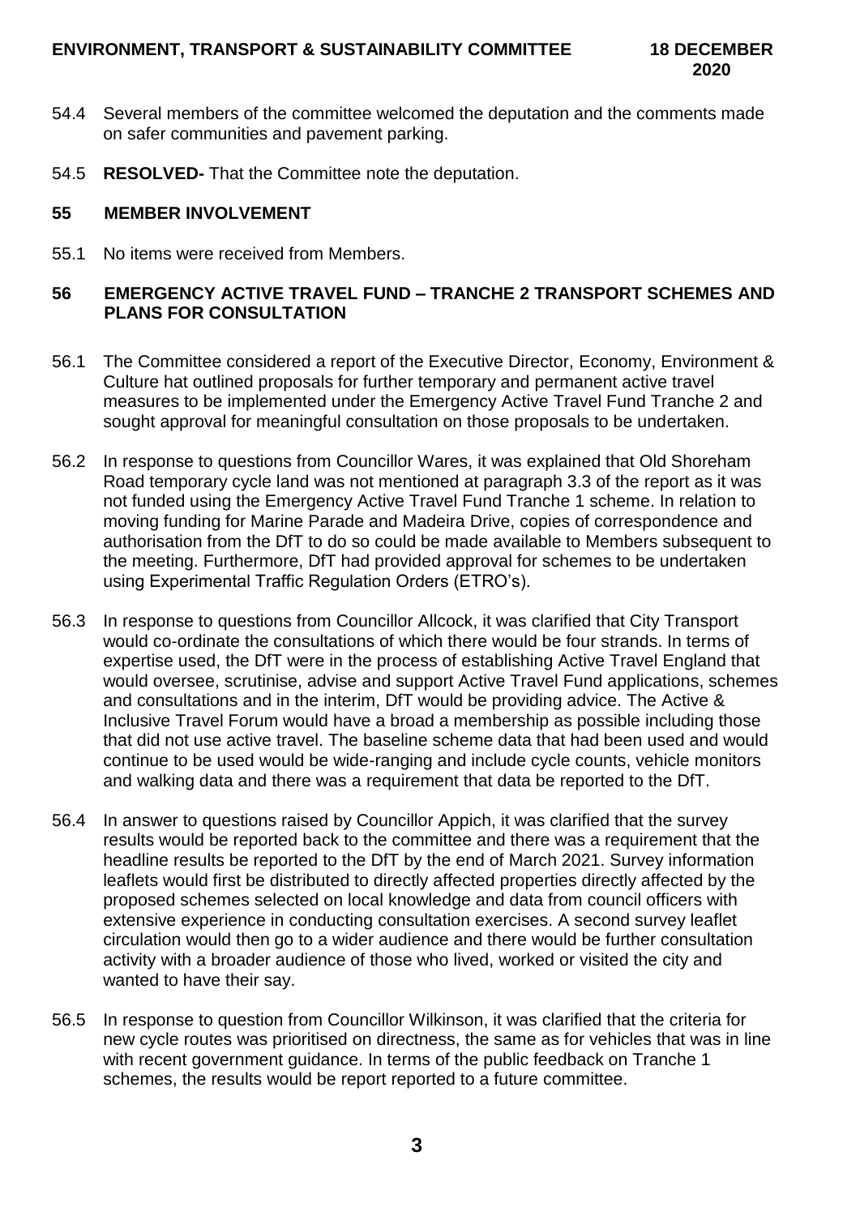54.4 Several members of the committee welcomed the deputation and the comments made on safer communities and pavement parking.

54.5 **RESOLVED-** That the Committee note the deputation.

## 55 MEMBER INVOLVEMENT

55.1 No items were received from Members.

## 56 EMERGENCY ACTIVE TRAVEL FUND – TRANCHE 2 TRANSPORT SCHEMES AND PLANS FOR CONSULTATION

56.1 The Committee considered a report of the Executive Director, Economy, Environment & Culture hat outlined proposals for further temporary and permanent active travel measures to be implemented under the Emergency Active Travel Fund Tranche 2 and sought approval for meaningful consultation on those proposals to be undertaken.

56.2 In response to questions from Councillor Wares, it was explained that Old Shoreham Road temporary cycle land was not mentioned at paragraph 3.3 of the report as it was not funded using the Emergency Active Travel Fund Tranche 1 scheme. In relation to moving funding for Marine Parade and Madeira Drive, copies of correspondence and authorisation from the DfT to do so could be made available to Members subsequent to the meeting. Furthermore, DfT had provided approval for schemes to be undertaken using Experimental Traffic Regulation Orders (ETRO's).

56.3 In response to questions from Councillor Allcock, it was clarified that City Transport would co-ordinate the consultations of which there would be four strands. In terms of expertise used, the DfT were in the process of establishing Active Travel England that would oversee, scrutinise, advise and support Active Travel Fund applications, schemes and consultations and in the interim, DfT would be providing advice. The Active & Inclusive Travel Forum would have a broad a membership as possible including those that did not use active travel. The baseline scheme data that had been used and would continue to be used would be wide-ranging and include cycle counts, vehicle monitors and walking data and there was a requirement that data be reported to the DfT.

56.4 In answer to questions raised by Councillor Appich, it was clarified that the survey results would be reported back to the committee and there was a requirement that the headline results be reported to the DfT by the end of March 2021. Survey information leaflets would first be distributed to directly affected properties directly affected by the proposed schemes selected on local knowledge and data from council officers with extensive experience in conducting consultation exercises. A second survey leaflet circulation would then go to a wider audience and there would be further consultation activity with a broader audience of those who lived, worked or visited the city and wanted to have their say.

56.5 In response to question from Councillor Wilkinson, it was clarified that the criteria for new cycle routes was prioritised on directness, the same as for vehicles that was in line with recent government guidance. In terms of the public feedback on Tranche 1 schemes, the results would be report reported to a future committee.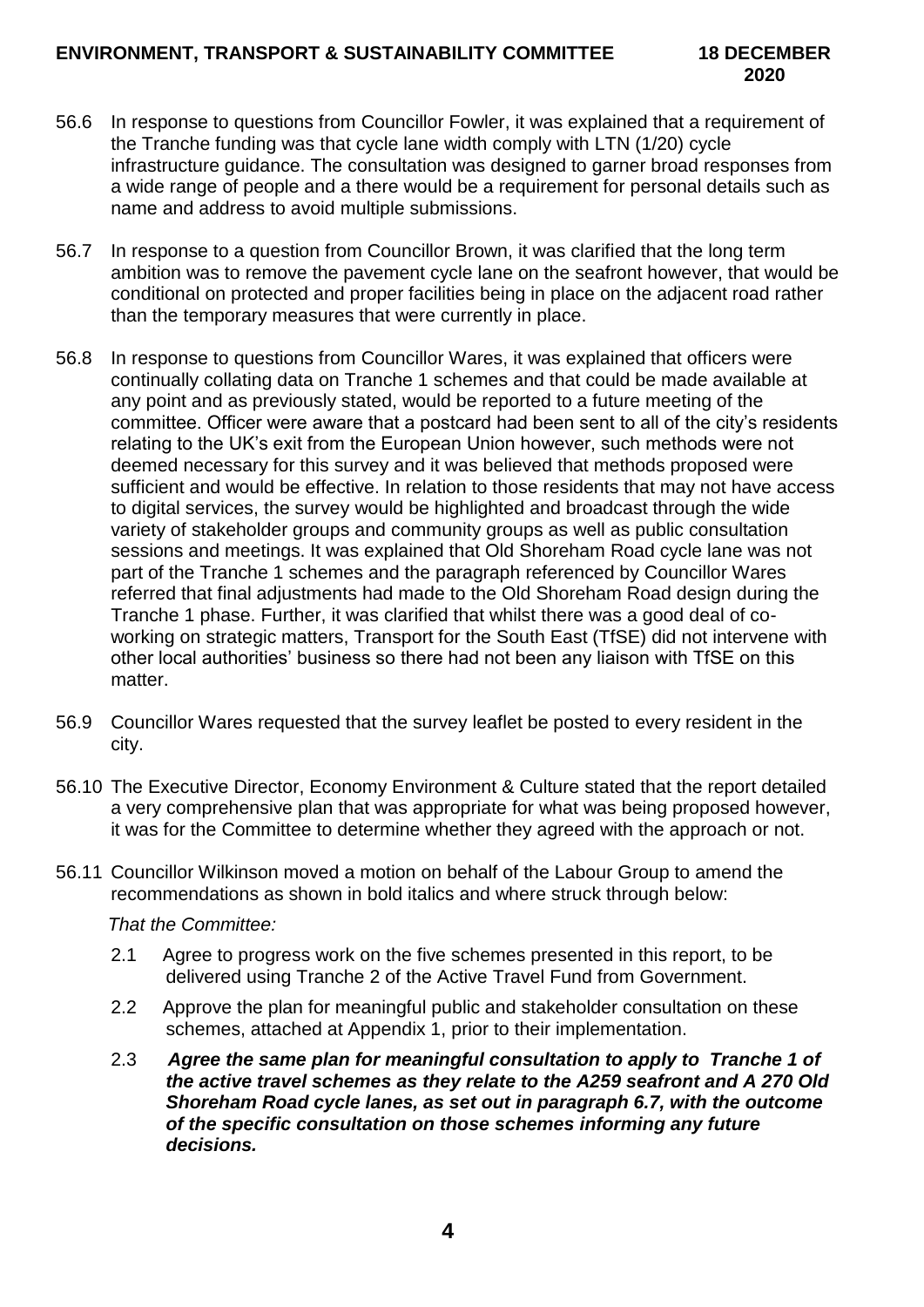56.6 In response to questions from Councillor Fowler, it was explained that a requirement of the Tranche funding was that cycle lane width comply with LTN (1/20) cycle infrastructure guidance. The consultation was designed to garner broad responses from a wide range of people and a there would be a requirement for personal details such as name and address to avoid multiple submissions.

56.7 In response to a question from Councillor Brown, it was clarified that the long term ambition was to remove the pavement cycle lane on the seafront however, that would be conditional on protected and proper facilities being in place on the adjacent road rather than the temporary measures that were currently in place.

56.8 In response to questions from Councillor Wares, it was explained that officers were continually collating data on Tranche 1 schemes and that could be made available at any point and as previously stated, would be reported to a future meeting of the committee. Officer were aware that a postcard had been sent to all of the city's residents relating to the UK's exit from the European Union however, such methods were not deemed necessary for this survey and it was believed that methods proposed were sufficient and would be effective. In relation to those residents that may not have access to digital services, the survey would be highlighted and broadcast through the wide variety of stakeholder groups and community groups as well as public consultation sessions and meetings. It was explained that Old Shoreham Road cycle lane was not part of the Tranche 1 schemes and the paragraph referenced by Councillor Wares referred that final adjustments had made to the Old Shoreham Road design during the Tranche 1 phase. Further, it was clarified that whilst there was a good deal of co-working on strategic matters, Transport for the South East (TfSE) did not intervene with other local authorities' business so there had not been any liaison with TfSE on this matter.

56.9 Councillor Wares requested that the survey leaflet be posted to every resident in the city.

56.10 The Executive Director, Economy Environment & Culture stated that the report detailed a very comprehensive plan that was appropriate for what was being proposed however, it was for the Committee to determine whether they agreed with the approach or not.

56.11 Councillor Wilkinson moved a motion on behalf of the Labour Group to amend the recommendations as shown in bold italics and where struck through below:

*That the Committee:*

2.1 Agree to progress work on the five schemes presented in this report, to be delivered using Tranche 2 of the Active Travel Fund from Government.

2.2 Approve the plan for meaningful public and stakeholder consultation on these schemes, attached at Appendix 1, prior to their implementation.

2.3 ***Agree the same plan for meaningful consultation to apply to Tranche 1 of the active travel schemes as they relate to the A259 seafront and A 270 Old Shoreham Road cycle lanes, as set out in paragraph 6.7, with the outcome of the specific consultation on those schemes informing any future decisions.***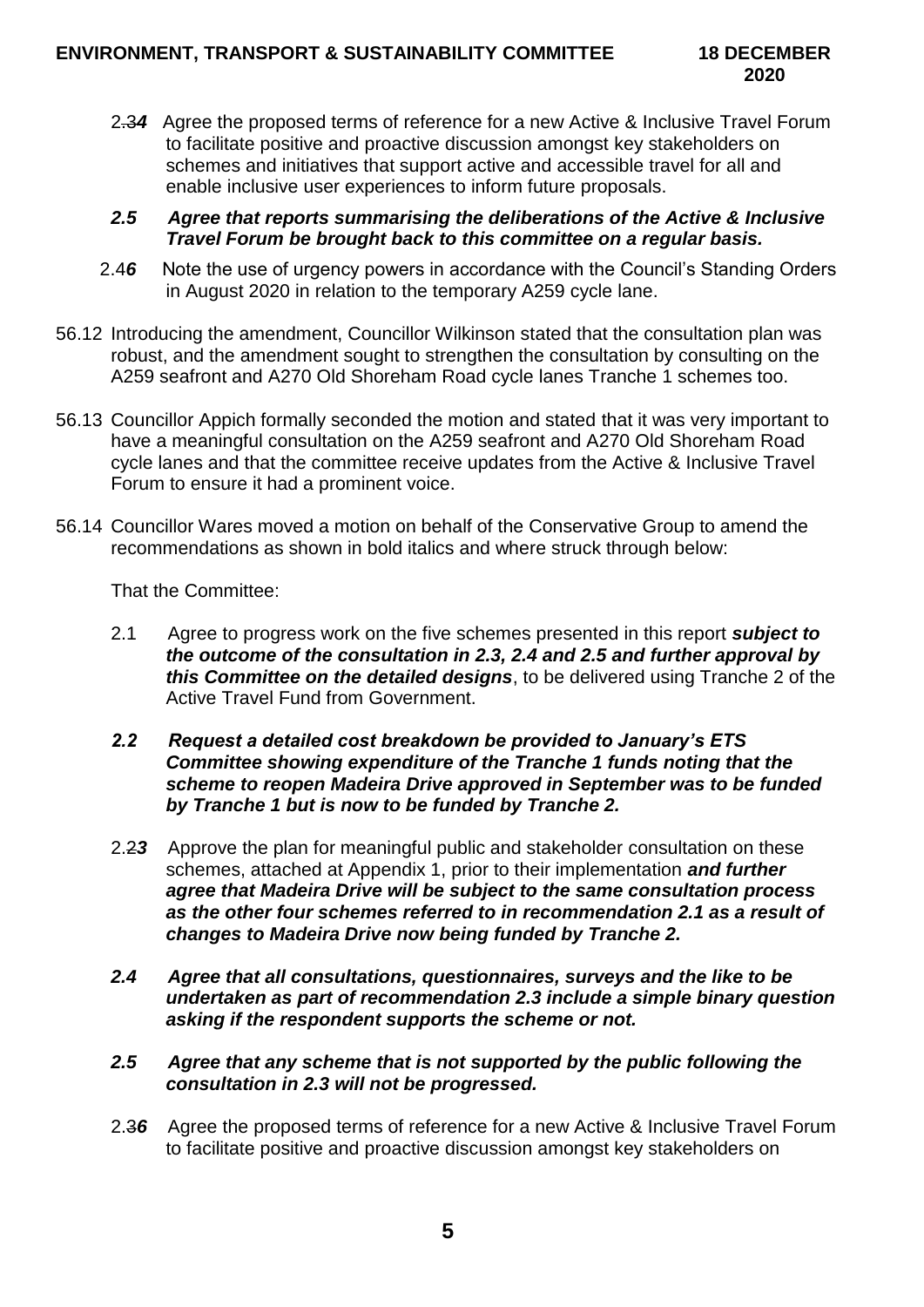2.3*4* Agree the proposed terms of reference for a new Active & Inclusive Travel Forum to facilitate positive and proactive discussion amongst key stakeholders on schemes and initiatives that support active and accessible travel for all and enable inclusive user experiences to inform future proposals.

***2.5 Agree that reports summarising the deliberations of the Active & Inclusive Travel Forum be brought back to this committee on a regular basis.***

2.4*6* Note the use of urgency powers in accordance with the Council's Standing Orders in August 2020 in relation to the temporary A259 cycle lane.

56.12 Introducing the amendment, Councillor Wilkinson stated that the consultation plan was robust, and the amendment sought to strengthen the consultation by consulting on the A259 seafront and A270 Old Shoreham Road cycle lanes Tranche 1 schemes too.

56.13 Councillor Appich formally seconded the motion and stated that it was very important to have a meaningful consultation on the A259 seafront and A270 Old Shoreham Road cycle lanes and that the committee receive updates from the Active & Inclusive Travel Forum to ensure it had a prominent voice.

56.14 Councillor Wares moved a motion on behalf of the Conservative Group to amend the recommendations as shown in bold italics and where struck through below:

That the Committee:

2.1 Agree to progress work on the five schemes presented in this report ***subject to the outcome of the consultation in 2.3, 2.4 and 2.5 and further approval by this Committee on the detailed designs***, to be delivered using Tranche 2 of the Active Travel Fund from Government.

***2.2 Request a detailed cost breakdown be provided to January's ETS Committee showing expenditure of the Tranche 1 funds noting that the scheme to reopen Madeira Drive approved in September was to be funded by Tranche 1 but is now to be funded by Tranche 2.***

2.2*3* Approve the plan for meaningful public and stakeholder consultation on these schemes, attached at Appendix 1, prior to their implementation ***and further agree that Madeira Drive will be subject to the same consultation process as the other four schemes referred to in recommendation 2.1 as a result of changes to Madeira Drive now being funded by Tranche 2.***

***2.4 Agree that all consultations, questionnaires, surveys and the like to be undertaken as part of recommendation 2.3 include a simple binary question asking if the respondent supports the scheme or not.***

***2.5 Agree that any scheme that is not supported by the public following the consultation in 2.3 will not be progressed.***

2.3*6* Agree the proposed terms of reference for a new Active & Inclusive Travel Forum to facilitate positive and proactive discussion amongst key stakeholders on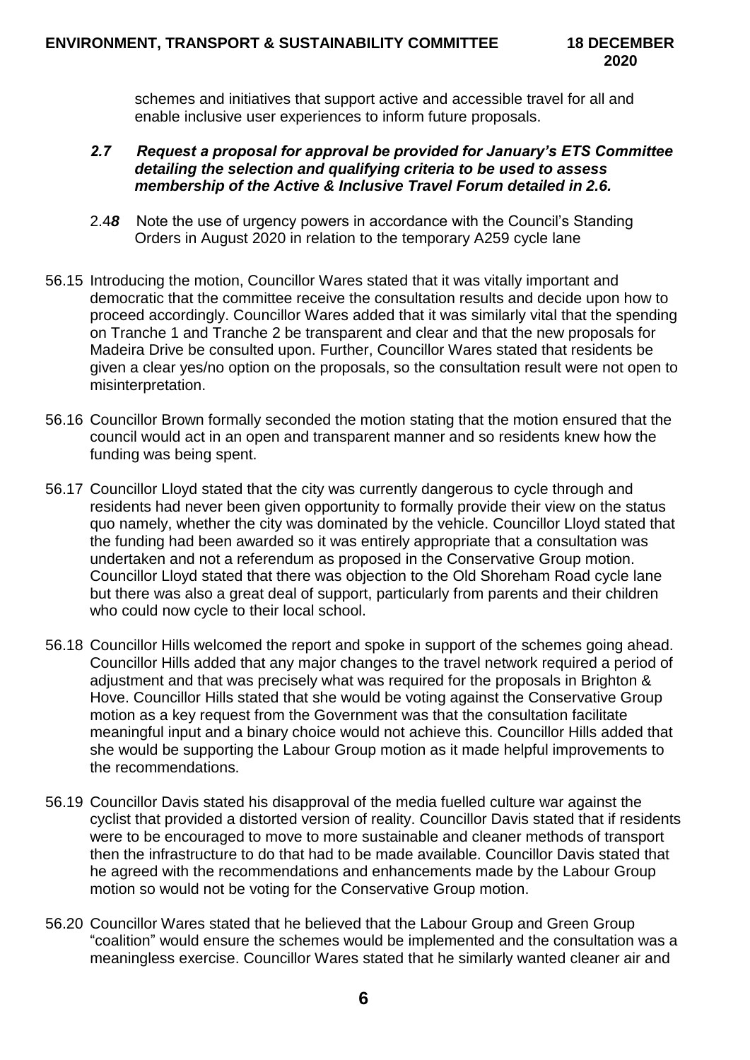schemes and initiatives that support active and accessible travel for all and enable inclusive user experiences to inform future proposals.

***2.7 Request a proposal for approval be provided for January's ETS Committee detailing the selection and qualifying criteria to be used to assess membership of the Active & Inclusive Travel Forum detailed in 2.6.***

2.4***8*** Note the use of urgency powers in accordance with the Council's Standing Orders in August 2020 in relation to the temporary A259 cycle lane

56.15 Introducing the motion, Councillor Wares stated that it was vitally important and democratic that the committee receive the consultation results and decide upon how to proceed accordingly. Councillor Wares added that it was similarly vital that the spending on Tranche 1 and Tranche 2 be transparent and clear and that the new proposals for Madeira Drive be consulted upon. Further, Councillor Wares stated that residents be given a clear yes/no option on the proposals, so the consultation result were not open to misinterpretation.

56.16 Councillor Brown formally seconded the motion stating that the motion ensured that the council would act in an open and transparent manner and so residents knew how the funding was being spent.

56.17 Councillor Lloyd stated that the city was currently dangerous to cycle through and residents had never been given opportunity to formally provide their view on the status quo namely, whether the city was dominated by the vehicle. Councillor Lloyd stated that the funding had been awarded so it was entirely appropriate that a consultation was undertaken and not a referendum as proposed in the Conservative Group motion. Councillor Lloyd stated that there was objection to the Old Shoreham Road cycle lane but there was also a great deal of support, particularly from parents and their children who could now cycle to their local school.

56.18 Councillor Hills welcomed the report and spoke in support of the schemes going ahead. Councillor Hills added that any major changes to the travel network required a period of adjustment and that was precisely what was required for the proposals in Brighton & Hove. Councillor Hills stated that she would be voting against the Conservative Group motion as a key request from the Government was that the consultation facilitate meaningful input and a binary choice would not achieve this. Councillor Hills added that she would be supporting the Labour Group motion as it made helpful improvements to the recommendations.

56.19 Councillor Davis stated his disapproval of the media fuelled culture war against the cyclist that provided a distorted version of reality. Councillor Davis stated that if residents were to be encouraged to move to more sustainable and cleaner methods of transport then the infrastructure to do that had to be made available. Councillor Davis stated that he agreed with the recommendations and enhancements made by the Labour Group motion so would not be voting for the Conservative Group motion.

56.20 Councillor Wares stated that he believed that the Labour Group and Green Group "coalition" would ensure the schemes would be implemented and the consultation was a meaningless exercise. Councillor Wares stated that he similarly wanted cleaner air and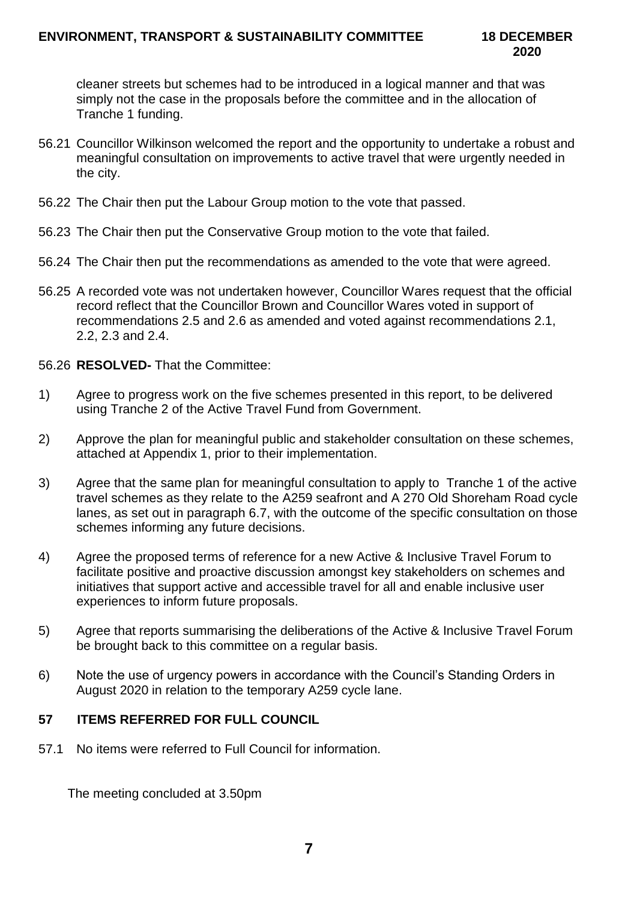cleaner streets but schemes had to be introduced in a logical manner and that was simply not the case in the proposals before the committee and in the allocation of Tranche 1 funding.

56.21 Councillor Wilkinson welcomed the report and the opportunity to undertake a robust and meaningful consultation on improvements to active travel that were urgently needed in the city.

56.22 The Chair then put the Labour Group motion to the vote that passed.

56.23 The Chair then put the Conservative Group motion to the vote that failed.

56.24 The Chair then put the recommendations as amended to the vote that were agreed.

56.25 A recorded vote was not undertaken however, Councillor Wares request that the official record reflect that the Councillor Brown and Councillor Wares voted in support of recommendations 2.5 and 2.6 as amended and voted against recommendations 2.1, 2.2, 2.3 and 2.4.

56.26 **RESOLVED-** That the Committee:

1) Agree to progress work on the five schemes presented in this report, to be delivered using Tranche 2 of the Active Travel Fund from Government.

2) Approve the plan for meaningful public and stakeholder consultation on these schemes, attached at Appendix 1, prior to their implementation.

3) Agree that the same plan for meaningful consultation to apply to Tranche 1 of the active travel schemes as they relate to the A259 seafront and A 270 Old Shoreham Road cycle lanes, as set out in paragraph 6.7, with the outcome of the specific consultation on those schemes informing any future decisions.

4) Agree the proposed terms of reference for a new Active & Inclusive Travel Forum to facilitate positive and proactive discussion amongst key stakeholders on schemes and initiatives that support active and accessible travel for all and enable inclusive user experiences to inform future proposals.

5) Agree that reports summarising the deliberations of the Active & Inclusive Travel Forum be brought back to this committee on a regular basis.

6) Note the use of urgency powers in accordance with the Council's Standing Orders in August 2020 in relation to the temporary A259 cycle lane.

## 57 ITEMS REFERRED FOR FULL COUNCIL

57.1 No items were referred to Full Council for information.

The meeting concluded at 3.50pm